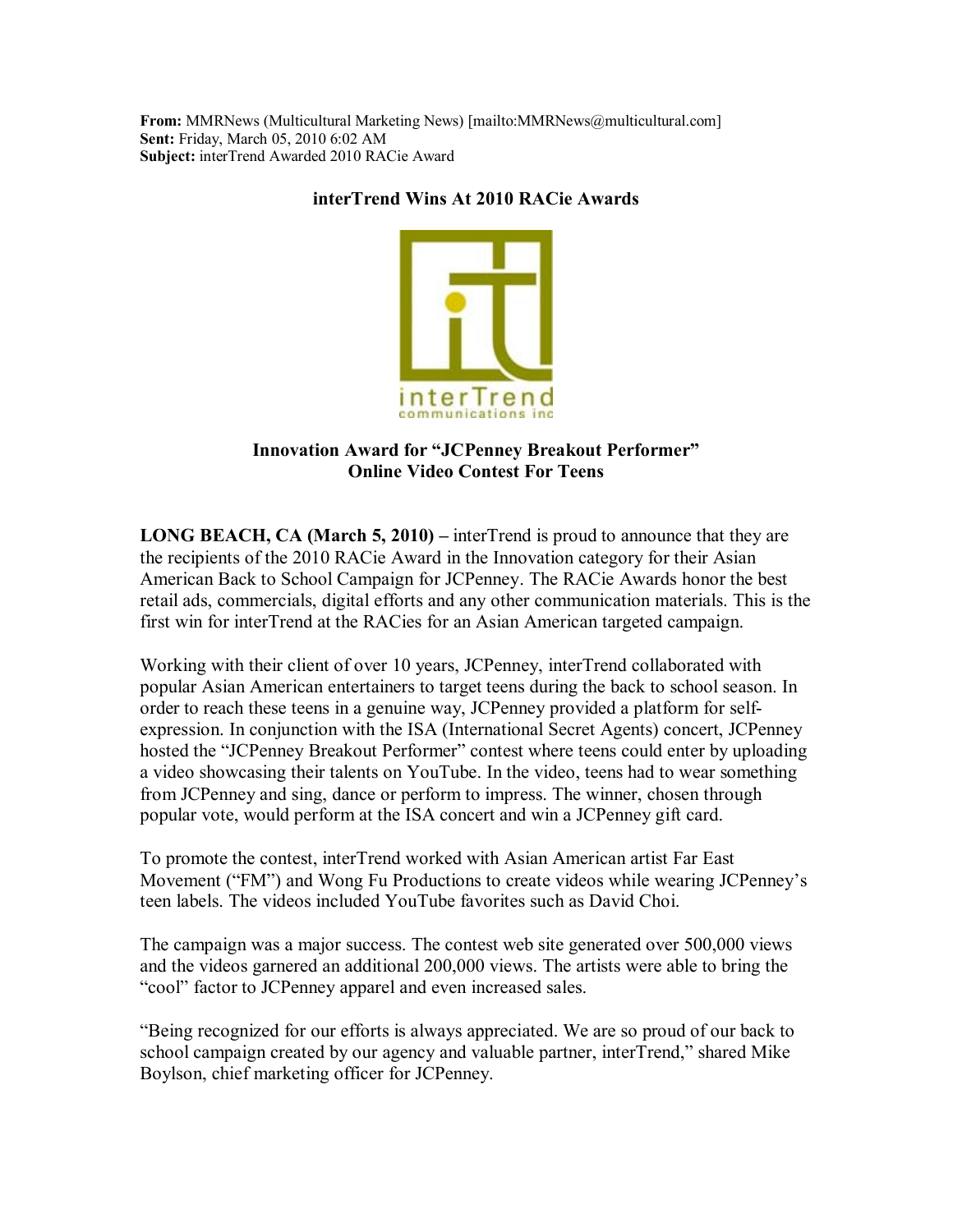**From:** MMRNews (Multicultural Marketing News) [mailto:MMRNews@multicultural.com]
**Sent:** Friday, March 05, 2010 6:02 AM
**Subject:** interTrend Awarded 2010 RACie Award

## interTrend Wins At 2010 RACie Awards

interTrend communications inc

### Innovation Award for "JCPenney Breakout Performer" Online Video Contest For Teens

**LONG BEACH, CA (March 5, 2010) –** interTrend is proud to announce that they are the recipients of the 2010 RACie Award in the Innovation category for their Asian American Back to School Campaign for JCPenney. The RACie Awards honor the best retail ads, commercials, digital efforts and any other communication materials. This is the first win for interTrend at the RACies for an Asian American targeted campaign.

Working with their client of over 10 years, JCPenney, interTrend collaborated with popular Asian American entertainers to target teens during the back to school season. In order to reach these teens in a genuine way, JCPenney provided a platform for self-expression. In conjunction with the ISA (International Secret Agents) concert, JCPenney hosted the "JCPenney Breakout Performer" contest where teens could enter by uploading a video showcasing their talents on YouTube. In the video, teens had to wear something from JCPenney and sing, dance or perform to impress. The winner, chosen through popular vote, would perform at the ISA concert and win a JCPenney gift card.

To promote the contest, interTrend worked with Asian American artist Far East Movement ("FM") and Wong Fu Productions to create videos while wearing JCPenney's teen labels. The videos included YouTube favorites such as David Choi.

The campaign was a major success. The contest web site generated over 500,000 views and the videos garnered an additional 200,000 views. The artists were able to bring the "cool" factor to JCPenney apparel and even increased sales.

"Being recognized for our efforts is always appreciated. We are so proud of our back to school campaign created by our agency and valuable partner, interTrend," shared Mike Boylson, chief marketing officer for JCPenney.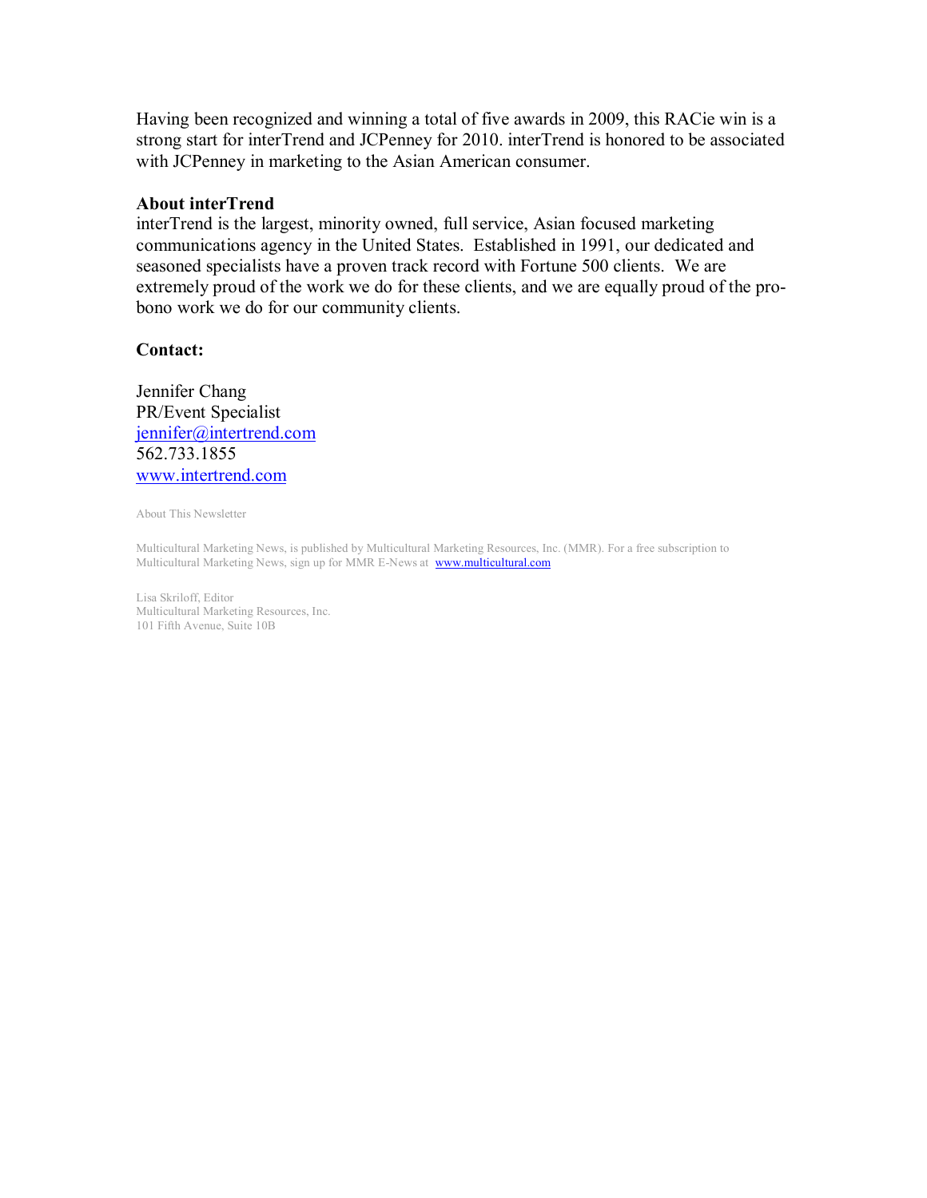Having been recognized and winning a total of five awards in 2009, this RACie win is a strong start for interTrend and JCPenney for 2010. interTrend is honored to be associated with JCPenney in marketing to the Asian American consumer.

**About interTrend**

interTrend is the largest, minority owned, full service, Asian focused marketing communications agency in the United States. Established in 1991, our dedicated and seasoned specialists have a proven track record with Fortune 500 clients. We are extremely proud of the work we do for these clients, and we are equally proud of the pro-bono work we do for our community clients.

**Contact:**

Jennifer Chang
PR/Event Specialist
jennifer@intertrend.com
562.733.1855
www.intertrend.com

About This Newsletter

Multicultural Marketing News, is published by Multicultural Marketing Resources, Inc. (MMR). For a free subscription to Multicultural Marketing News, sign up for MMR E-News at www.multicultural.com

Lisa Skriloff, Editor
Multicultural Marketing Resources, Inc.
101 Fifth Avenue, Suite 10B